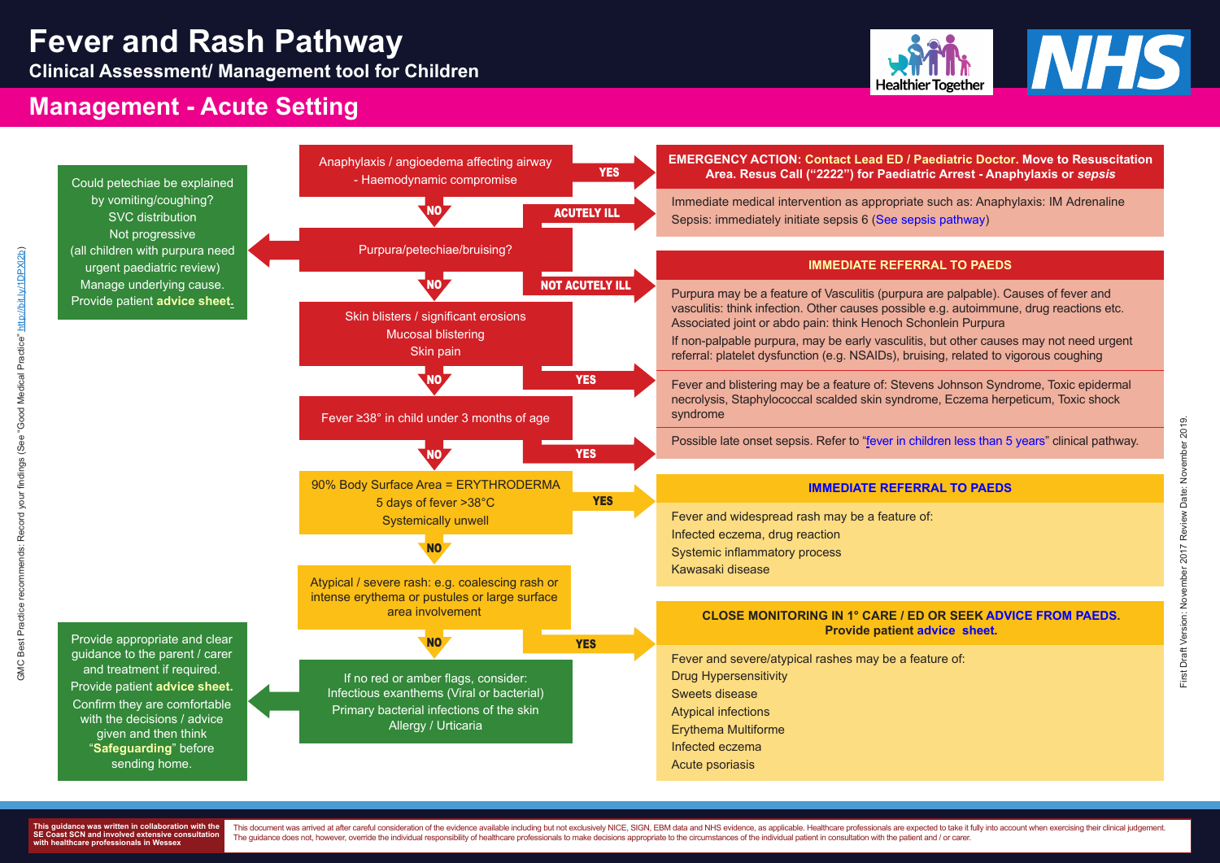# Fever and Rash Pathway

## Clinical Assessment/ Management tool for Children

## Management - Acute Setting

**Anaphylaxis / angioedema affecting airway - Haemodynamic compromise**

- **YES** → **EMERGENCY ACTION: Contact Lead ED / Paediatric Doctor. Move to Resuscitation Area. Resus Call ("2222") for Paediatric Arrest - Anaphylaxis or *sepsis***
- **NO** ↓

**Purpura/petechiae/bruising?**

- **ACUTELY ILL** → Immediate medical intervention as appropriate such as: Anaphylaxis: IM Adrenaline. Sepsis: immediately initiate sepsis 6 (See sepsis pathway)
- **NOT ACUTELY ILL** → **IMMEDIATE REFERRAL TO PAEDS**
  - Purpura may be a feature of Vasculitis (purpura are palpable). Causes of fever and vasculitis: think infection. Other causes possible e.g. autoimmune, drug reactions etc. Associated joint or abdo pain: think Henoch Schonlein Purpura
  - If non-palpable purpura, may be early vasculitis, but other causes may not need urgent referral: platelet dysfunction (e.g. NSAIDs), bruising, related to vigorous coughing
- ← Could petechiae be explained by vomiting/coughing? SVC distribution. Not progressive (all children with purpura need urgent paediatric review). Manage underlying cause. Provide patient **advice sheet.**
- **NO** ↓

**Skin blisters / significant erosions. Mucosal blistering. Skin pain**

- **YES** → Fever and blistering may be a feature of: Stevens Johnson Syndrome, Toxic epidermal necrolysis, Staphylococcal scalded skin syndrome, Eczema herpeticum, Toxic shock syndrome
- **NO** ↓

**Fever ≥38° in child under 3 months of age**

- **YES** → Possible late onset sepsis. Refer to "fever in children less than 5 years" clinical pathway.
- **NO** ↓

**90% Body Surface Area = ERYTHRODERMA. 5 days of fever >38°C. Systemically unwell**

- **YES** → **IMMEDIATE REFERRAL TO PAEDS**
  - Fever and widespread rash may be a feature of:
  - Infected eczema, drug reaction
  - Systemic inflammatory process
  - Kawasaki disease
- **NO** ↓

**Atypical / severe rash: e.g. coalescing rash or intense erythema or pustules or large surface area involvement**

- **YES** → **CLOSE MONITORING IN 1° CARE / ED OR SEEK ADVICE FROM PAEDS. Provide patient advice sheet.**
  - Fever and severe/atypical rashes may be a feature of:
  - Drug Hypersensitivity
  - Sweets disease
  - Atypical infections
  - Erythema Multiforme
  - Infected eczema
  - Acute psoriasis
- **NO** ↓

**If no red or amber flags, consider: Infectious exanthems (Viral or bacterial). Primary bacterial infections of the skin. Allergy / Urticaria**

- ← Provide appropriate and clear guidance to the parent / carer and treatment if required. Provide patient **advice sheet.** Confirm they are comfortable with the decisions / advice given and then think "**Safeguarding**" before sending home.

GMC Best Practice recommends: Record your findings (See "Good Medical Practice" http://bit.ly/1DPXl2b)

First Draft Version: November 2017 Review Date: November 2019.

This guidance was written in collaboration with the SE Coast SCN and involved extensive consultation with healthcare professionals in Wessex

This document was arrived at after careful consideration of the evidence available including but not exclusively NICE, SIGN, EBM data and NHS evidence, as applicable. Healthcare professionals are expected to take it fully into account when exercising their clinical judgement. The guidance does not, however, override the individual responsibility of healthcare professionals to make decisions appropriate to the circumstances of the individual patient in consultation with the patient and / or carer.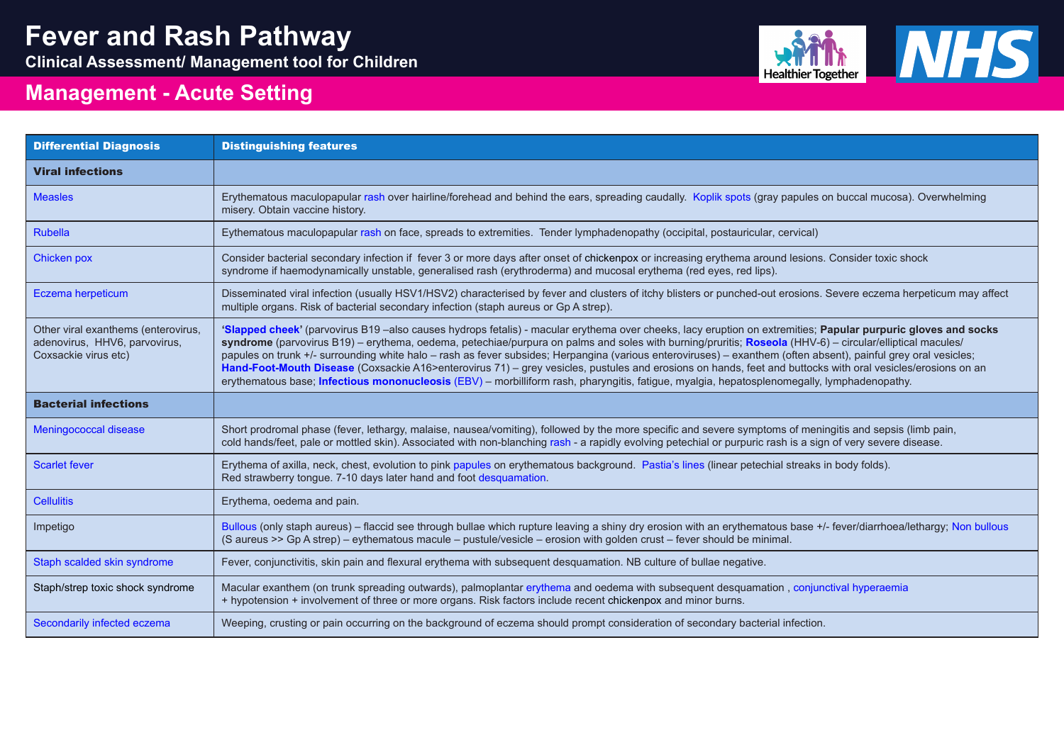# Fever and Rash Pathway

**Clinical Assessment/ Management tool for Children**

## Management - Acute Setting

| Differential Diagnosis | Distinguishing features |
|---|---|
| **Viral infections** | |
| Measles | Erythematous maculopapular rash over hairline/forehead and behind the ears, spreading caudally. Koplik spots (gray papules on buccal mucosa). Overwhelming misery. Obtain vaccine history. |
| Rubella | Eythematous maculopapular rash on face, spreads to extremities. Tender lymphadenopathy (occipital, postauricular, cervical) |
| Chicken pox | Consider bacterial secondary infection if fever 3 or more days after onset of chickenpox or increasing erythema around lesions. Consider toxic shock syndrome if haemodynamically unstable, generalised rash (erythroderma) and mucosal erythema (red eyes, red lips). |
| Eczema herpeticum | Disseminated viral infection (usually HSV1/HSV2) characterised by fever and clusters of itchy blisters or punched-out erosions. Severe eczema herpeticum may affect multiple organs. Risk of bacterial secondary infection (staph aureus or Gp A strep). |
| Other viral exanthems (enterovirus, adenovirus, HHV6, parvovirus, Coxsackie virus etc) | **'Slapped cheek'** (parvovirus B19 –also causes hydrops fetalis) - macular erythema over cheeks, lacy eruption on extremities; **Papular purpuric gloves and socks syndrome** (parvovirus B19) – erythema, oedema, petechiae/purpura on palms and soles with burning/pruritis; **Roseola** (HHV-6) – circular/elliptical macules/ papules on trunk +/- surrounding white halo – rash as fever subsides; Herpangina (various enteroviruses) – exanthem (often absent), painful grey oral vesicles; **Hand-Foot-Mouth Disease** (Coxsackie A16>enterovirus 71) – grey vesicles, pustules and erosions on hands, feet and buttocks with oral vesicles/erosions on an erythematous base; **Infectious mononucleosis** (EBV) – morbilliform rash, pharyngitis, fatigue, myalgia, hepatosplenomegally, lymphadenopathy. |
| **Bacterial infections** | |
| Meningococcal disease | Short prodromal phase (fever, lethargy, malaise, nausea/vomiting), followed by the more specific and severe symptoms of meningitis and sepsis (limb pain, cold hands/feet, pale or mottled skin). Associated with non-blanching rash - a rapidly evolving petechial or purpuric rash is a sign of very severe disease. |
| Scarlet fever | Erythema of axilla, neck, chest, evolution to pink papules on erythematous background. Pastia's lines (linear petechial streaks in body folds). Red strawberry tongue. 7-10 days later hand and foot desquamation. |
| Cellulitis | Erythema, oedema and pain. |
| Impetigo | Bullous (only staph aureus) – flaccid see through bullae which rupture leaving a shiny dry erosion with an erythematous base +/- fever/diarrhoea/lethargy; Non bullous (S aureus >> Gp A strep) – eythematous macule – pustule/vesicle – erosion with golden crust – fever should be minimal. |
| Staph scalded skin syndrome | Fever, conjunctivitis, skin pain and flexural erythema with subsequent desquamation. NB culture of bullae negative. |
| Staph/strep toxic shock syndrome | Macular exanthem (on trunk spreading outwards), palmoplantar erythema and oedema with subsequent desquamation , conjunctival hyperaemia + hypotension + involvement of three or more organs. Risk factors include recent chickenpox and minor burns. |
| Secondarily infected eczema | Weeping, crusting or pain occurring on the background of eczema should prompt consideration of secondary bacterial infection. |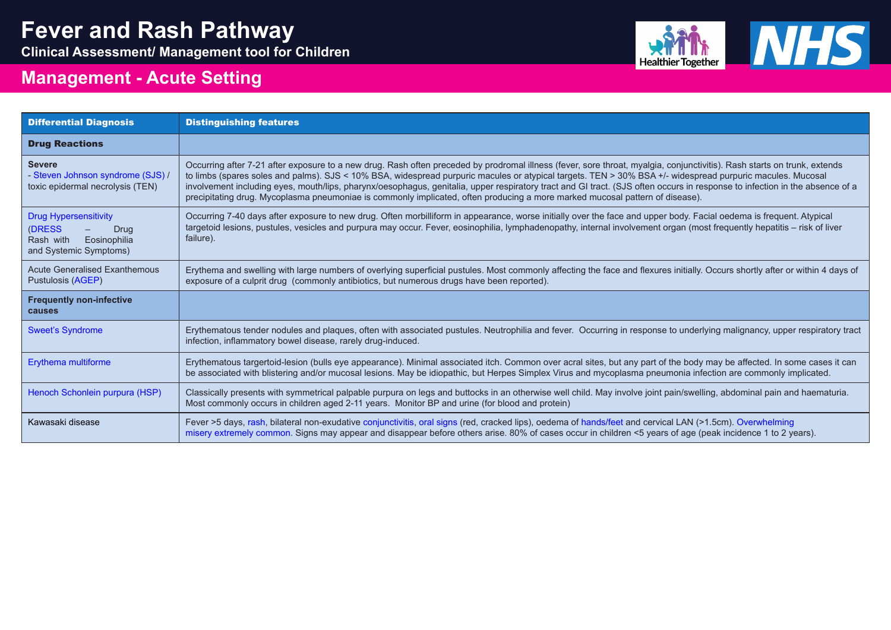# Fever and Rash Pathway

**Clinical Assessment/ Management tool for Children**

## Management - Acute Setting

| Differential Diagnosis | Distinguishing features |
|---|---|
| **Drug Reactions** | |
| **Severe** - Steven Johnson syndrome (SJS) / toxic epidermal necrolysis (TEN) | Occurring after 7-21 after exposure to a new drug. Rash often preceded by prodromal illness (fever, sore throat, myalgia, conjunctivitis). Rash starts on trunk, extends to limbs (spares soles and palms). SJS < 10% BSA, widespread purpuric macules or atypical targets. TEN > 30% BSA +/- widespread purpuric macules. Mucosal involvement including eyes, mouth/lips, pharynx/oesophagus, genitalia, upper respiratory tract and GI tract. (SJS often occurs in response to infection in the absence of a precipitating drug. Mycoplasma pneumoniae is commonly implicated, often producing a more marked mucosal pattern of disease). |
| Drug Hypersensitivity (DRESS – Drug Rash with Eosinophilia and Systemic Symptoms) | Occurring 7-40 days after exposure to new drug. Often morbilliform in appearance, worse initially over the face and upper body. Facial oedema is frequent. Atypical targetoid lesions, pustules, vesicles and purpura may occur. Fever, eosinophilia, lymphadenopathy, internal involvement organ (most frequently hepatitis – risk of liver failure). |
| Acute Generalised Exanthemous Pustulosis (AGEP) | Erythema and swelling with large numbers of overlying superficial pustules. Most commonly affecting the face and flexures initially. Occurs shortly after or within 4 days of exposure of a culprit drug (commonly antibiotics, but numerous drugs have been reported). |
| **Frequently non-infective causes** | |
| Sweet's Syndrome | Erythematous tender nodules and plaques, often with associated pustules. Neutrophilia and fever. Occurring in response to underlying malignancy, upper respiratory tract infection, inflammatory bowel disease, rarely drug-induced. |
| Erythema multiforme | Erythematous targertoid-lesion (bulls eye appearance). Minimal associated itch. Common over acral sites, but any part of the body may be affected. In some cases it can be associated with blistering and/or mucosal lesions. May be idiopathic, but Herpes Simplex Virus and mycoplasma pneumonia infection are commonly implicated. |
| Henoch Schonlein purpura (HSP) | Classically presents with symmetrical palpable purpura on legs and buttocks in an otherwise well child. May involve joint pain/swelling, abdominal pain and haematuria. Most commonly occurs in children aged 2-11 years. Monitor BP and urine (for blood and protein) |
| Kawasaki disease | Fever >5 days, rash, bilateral non-exudative conjunctivitis, oral signs (red, cracked lips), oedema of hands/feet and cervical LAN (>1.5cm). Overwhelming misery extremely common. Signs may appear and disappear before others arise. 80% of cases occur in children <5 years of age (peak incidence 1 to 2 years). |